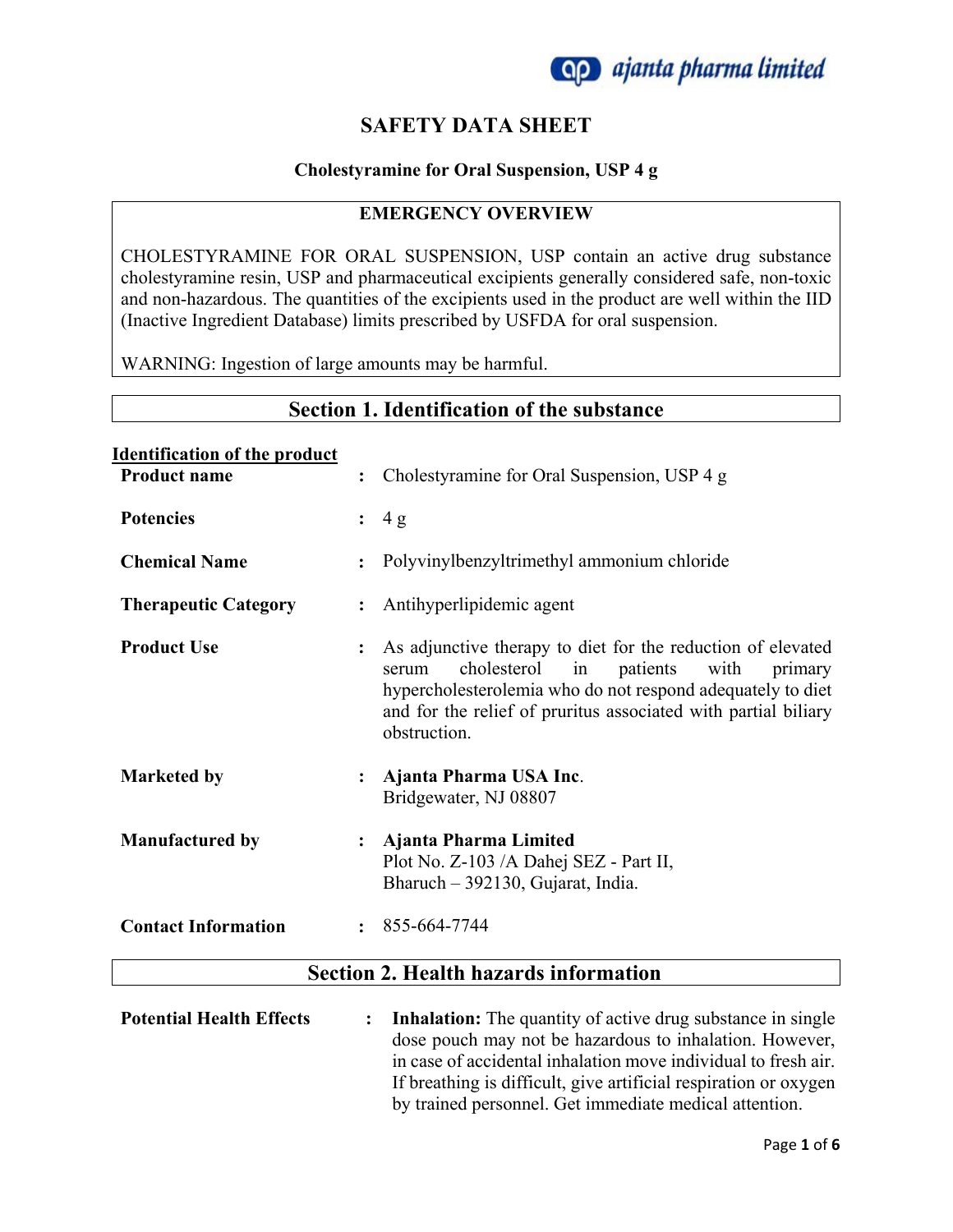# SAFETY DATA SHEET

**Cholestyramine for Oral Suspension, USP 4 g**

## EMERGENCY OVERVIEW

CHOLESTYRAMINE FOR ORAL SUSPENSION, USP contain an active drug substance cholestyramine resin, USP and pharmaceutical excipients generally considered safe, non-toxic and non-hazardous. The quantities of the excipients used in the product are well within the IID (Inactive Ingredient Database) limits prescribed by USFDA for oral suspension.

WARNING: Ingestion of large amounts may be harmful.

## Section 1. Identification of the substance

**Identification of the product**

| | | |
|---|---|---|
| **Product name** | : | Cholestyramine for Oral Suspension, USP 4 g |
| **Potencies** | : | 4 g |
| **Chemical Name** | : | Polyvinylbenzyltrimethyl ammonium chloride |
| **Therapeutic Category** | : | Antihyperlipidemic agent |
| **Product Use** | : | As adjunctive therapy to diet for the reduction of elevated serum cholesterol in patients with primary hypercholesterolemia who do not respond adequately to diet and for the relief of pruritus associated with partial biliary obstruction. |
| **Marketed by** | : | **Ajanta Pharma USA Inc**. Bridgewater, NJ 08807 |
| **Manufactured by** | : | **Ajanta Pharma Limited** Plot No. Z-103 /A Dahej SEZ - Part II, Bharuch – 392130, Gujarat, India. |
| **Contact Information** | : | 855-664-7744 |

## Section 2. Health hazards information

**Potential Health Effects** : **Inhalation:** The quantity of active drug substance in single dose pouch may not be hazardous to inhalation. However, in case of accidental inhalation move individual to fresh air. If breathing is difficult, give artificial respiration or oxygen by trained personnel. Get immediate medical attention.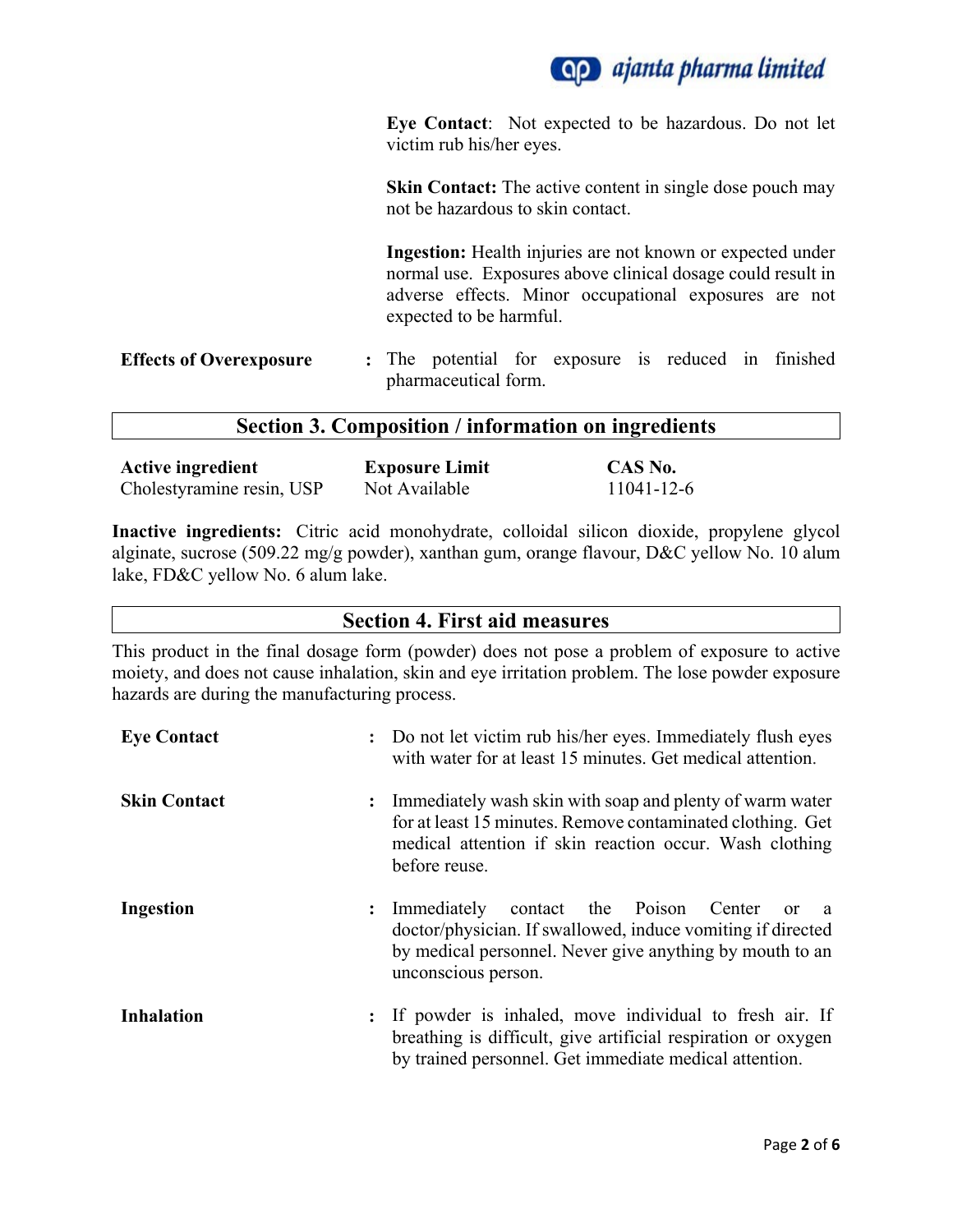**Eye Contact**: Not expected to be hazardous. Do not let victim rub his/her eyes.

**Skin Contact:** The active content in single dose pouch may not be hazardous to skin contact.

**Ingestion:** Health injuries are not known or expected under normal use. Exposures above clinical dosage could result in adverse effects. Minor occupational exposures are not expected to be harmful.

**Effects of Overexposure** : The potential for exposure is reduced in finished pharmaceutical form.

## Section 3. Composition / information on ingredients

| Active ingredient | Exposure Limit | CAS No. |
|---|---|---|
| Cholestyramine resin, USP | Not Available | 11041-12-6 |

**Inactive ingredients:** Citric acid monohydrate, colloidal silicon dioxide, propylene glycol alginate, sucrose (509.22 mg/g powder), xanthan gum, orange flavour, D&C yellow No. 10 alum lake, FD&C yellow No. 6 alum lake.

## Section 4. First aid measures

This product in the final dosage form (powder) does not pose a problem of exposure to active moiety, and does not cause inhalation, skin and eye irritation problem. The lose powder exposure hazards are during the manufacturing process.

**Eye Contact** : Do not let victim rub his/her eyes. Immediately flush eyes with water for at least 15 minutes. Get medical attention.

**Skin Contact** : Immediately wash skin with soap and plenty of warm water for at least 15 minutes. Remove contaminated clothing. Get medical attention if skin reaction occur. Wash clothing before reuse.

**Ingestion** : Immediately contact the Poison Center or a doctor/physician. If swallowed, induce vomiting if directed by medical personnel. Never give anything by mouth to an unconscious person.

**Inhalation** : If powder is inhaled, move individual to fresh air. If breathing is difficult, give artificial respiration or oxygen by trained personnel. Get immediate medical attention.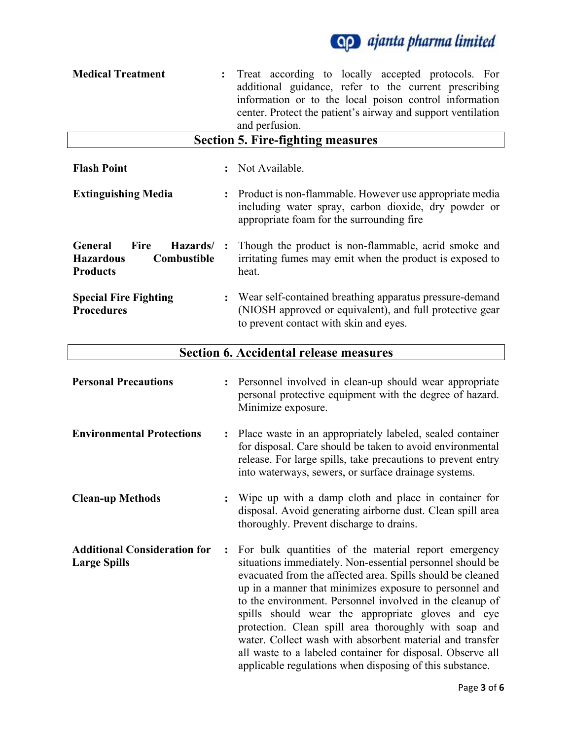**Medical Treatment** : Treat according to locally accepted protocols. For additional guidance, refer to the current prescribing information or to the local poison control information center. Protect the patient's airway and support ventilation and perfusion.

## Section 5. Fire-fighting measures

**Flash Point** : Not Available.

**Extinguishing Media** : Product is non-flammable. However use appropriate media including water spray, carbon dioxide, dry powder or appropriate foam for the surrounding fire

**General Fire Hazards/ Hazardous Combustible Products** : Though the product is non-flammable, acrid smoke and irritating fumes may emit when the product is exposed to heat.

**Special Fire Fighting Procedures** : Wear self-contained breathing apparatus pressure-demand (NIOSH approved or equivalent), and full protective gear to prevent contact with skin and eyes.

## Section 6. Accidental release measures

**Personal Precautions** : Personnel involved in clean-up should wear appropriate personal protective equipment with the degree of hazard. Minimize exposure.

**Environmental Protections** : Place waste in an appropriately labeled, sealed container for disposal. Care should be taken to avoid environmental release. For large spills, take precautions to prevent entry into waterways, sewers, or surface drainage systems.

**Clean-up Methods** : Wipe up with a damp cloth and place in container for disposal. Avoid generating airborne dust. Clean spill area thoroughly. Prevent discharge to drains.

**Additional Consideration for Large Spills** : For bulk quantities of the material report emergency situations immediately. Non-essential personnel should be evacuated from the affected area. Spills should be cleaned up in a manner that minimizes exposure to personnel and to the environment. Personnel involved in the cleanup of spills should wear the appropriate gloves and eye protection. Clean spill area thoroughly with soap and water. Collect wash with absorbent material and transfer all waste to a labeled container for disposal. Observe all applicable regulations when disposing of this substance.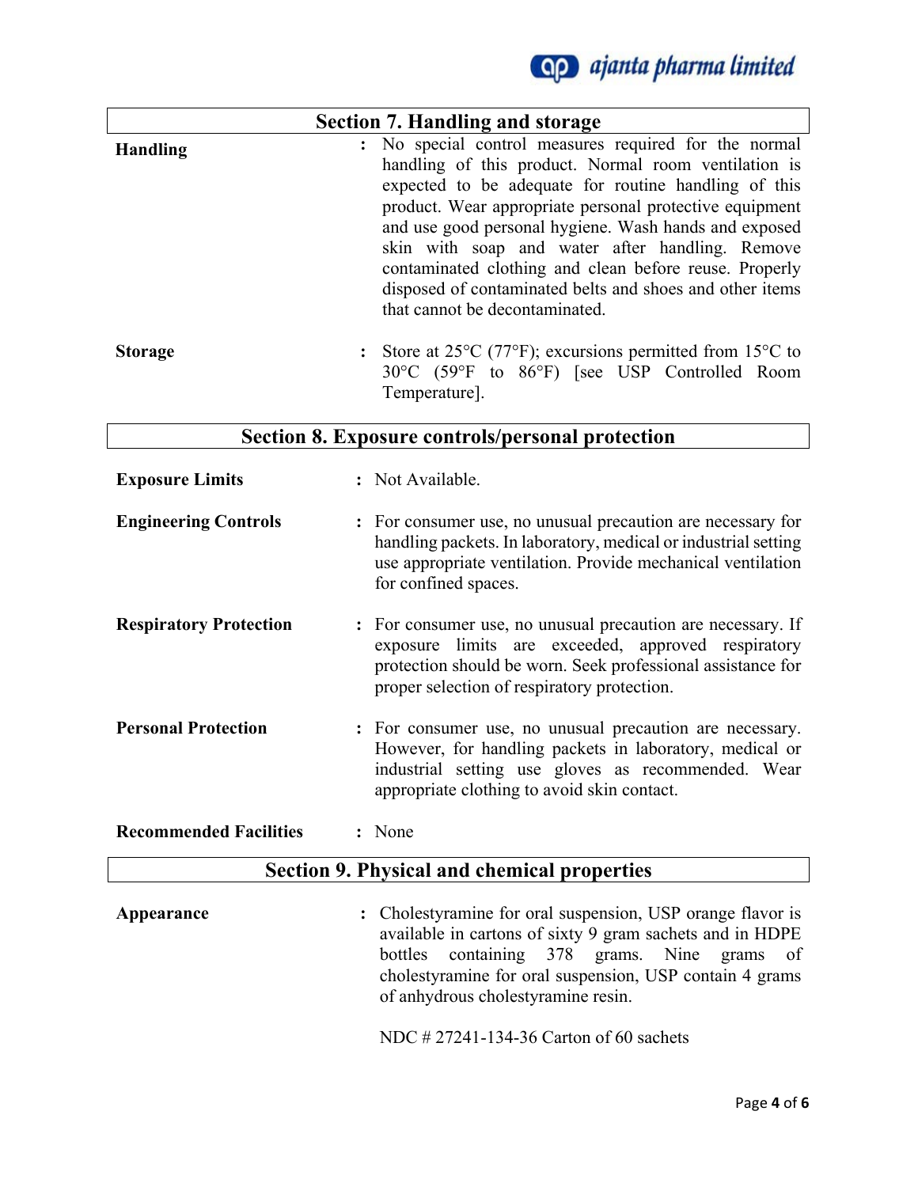## Section 7. Handling and storage

**Handling** : No special control measures required for the normal handling of this product. Normal room ventilation is expected to be adequate for routine handling of this product. Wear appropriate personal protective equipment and use good personal hygiene. Wash hands and exposed skin with soap and water after handling. Remove contaminated clothing and clean before reuse. Properly disposed of contaminated belts and shoes and other items that cannot be decontaminated.

**Storage** : Store at 25°C (77°F); excursions permitted from 15°C to 30°C (59°F to 86°F) [see USP Controlled Room Temperature].

## Section 8. Exposure controls/personal protection

**Exposure Limits** : Not Available.

**Engineering Controls** : For consumer use, no unusual precaution are necessary for handling packets. In laboratory, medical or industrial setting use appropriate ventilation. Provide mechanical ventilation for confined spaces.

**Respiratory Protection** : For consumer use, no unusual precaution are necessary. If exposure limits are exceeded, approved respiratory protection should be worn. Seek professional assistance for proper selection of respiratory protection.

**Personal Protection** : For consumer use, no unusual precaution are necessary. However, for handling packets in laboratory, medical or industrial setting use gloves as recommended. Wear appropriate clothing to avoid skin contact.

**Recommended Facilities** : None

## Section 9. Physical and chemical properties

**Appearance** : Cholestyramine for oral suspension, USP orange flavor is available in cartons of sixty 9 gram sachets and in HDPE bottles containing 378 grams. Nine grams of cholestyramine for oral suspension, USP contain 4 grams of anhydrous cholestyramine resin.

NDC # 27241-134-36 Carton of 60 sachets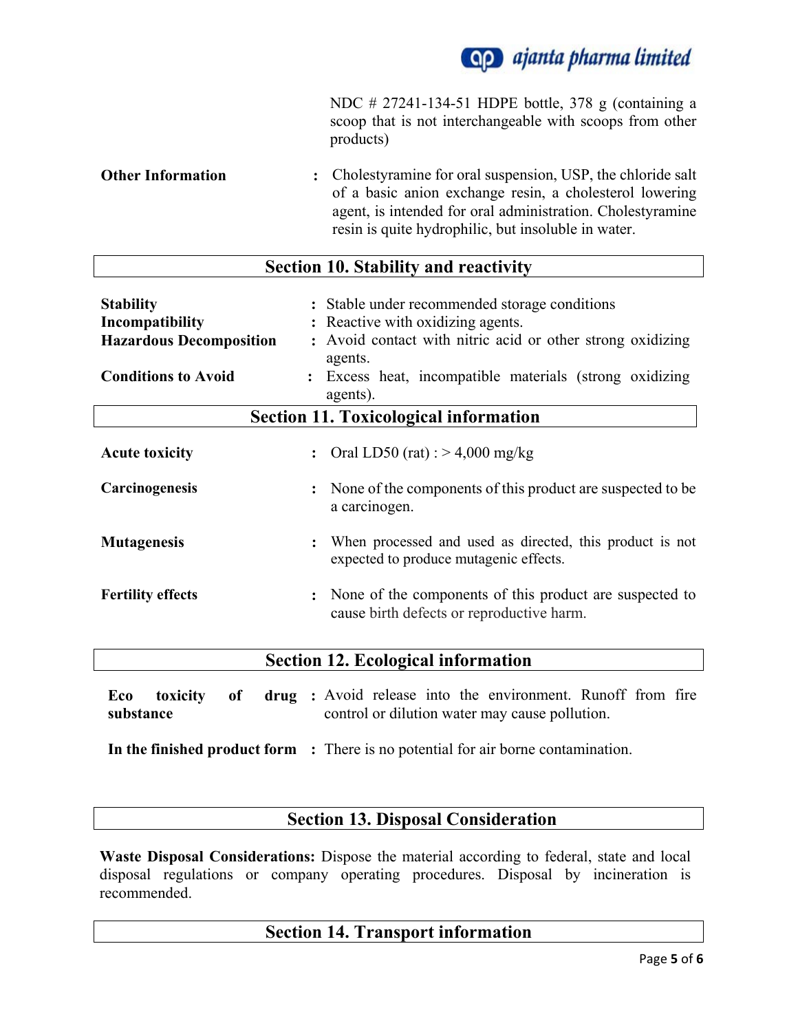NDC # 27241-134-51 HDPE bottle, 378 g (containing a scoop that is not interchangeable with scoops from other products)

**Other Information** : Cholestyramine for oral suspension, USP, the chloride salt of a basic anion exchange resin, a cholesterol lowering agent, is intended for oral administration. Cholestyramine resin is quite hydrophilic, but insoluble in water.

## Section 10. Stability and reactivity

**Stability** : Stable under recommended storage conditions

**Incompatibility** : Reactive with oxidizing agents.

**Hazardous Decomposition** : Avoid contact with nitric acid or other strong oxidizing agents.

**Conditions to Avoid** : Excess heat, incompatible materials (strong oxidizing agents).

## Section 11. Toxicological information

**Acute toxicity** : Oral LD50 (rat) : > 4,000 mg/kg

**Carcinogenesis** : None of the components of this product are suspected to be a carcinogen.

**Mutagenesis** : When processed and used as directed, this product is not expected to produce mutagenic effects.

**Fertility effects** : None of the components of this product are suspected to cause birth defects or reproductive harm.

## Section 12. Ecological information

**Eco toxicity of drug substance** : Avoid release into the environment. Runoff from fire control or dilution water may cause pollution.

**In the finished product form** : There is no potential for air borne contamination.

## Section 13. Disposal Consideration

**Waste Disposal Considerations:** Dispose the material according to federal, state and local disposal regulations or company operating procedures. Disposal by incineration is recommended.

## Section 14. Transport information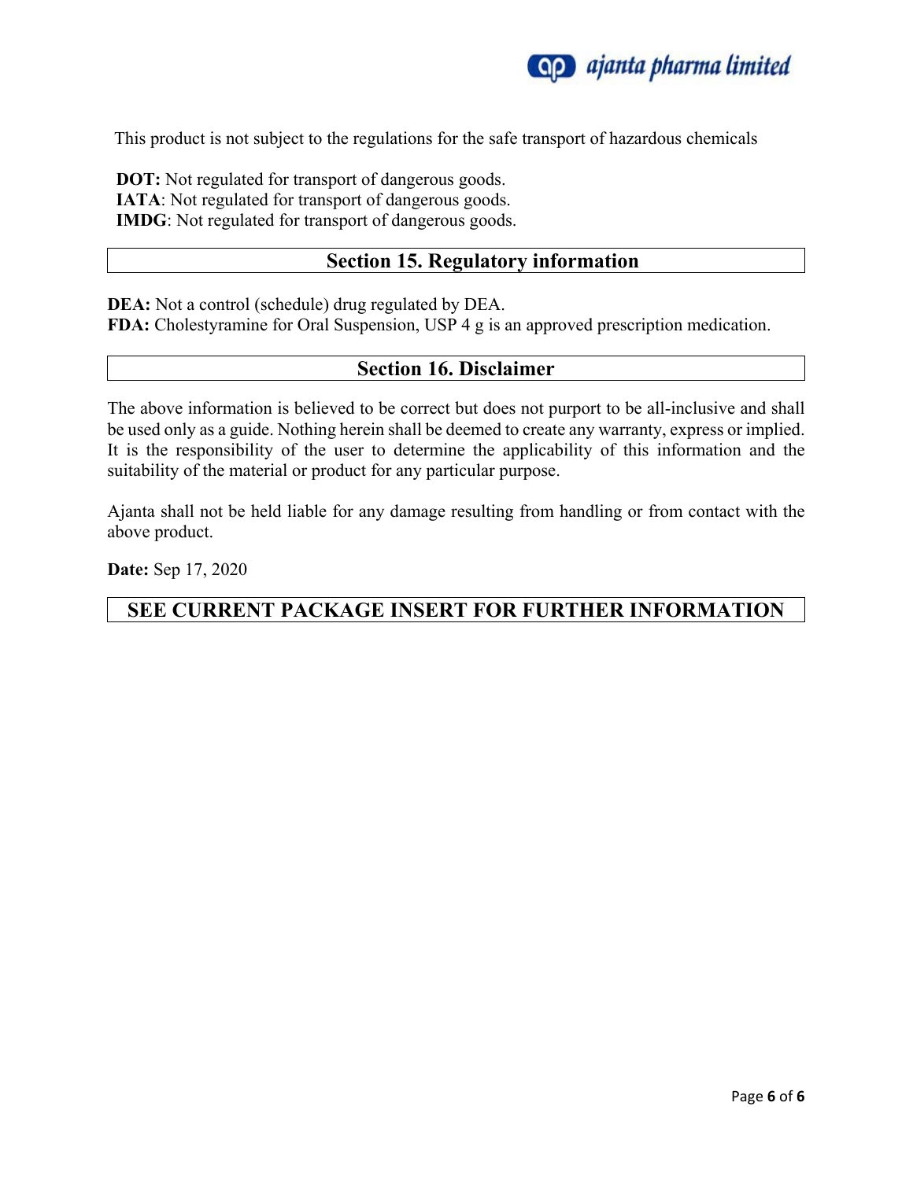This product is not subject to the regulations for the safe transport of hazardous chemicals

**DOT:** Not regulated for transport of dangerous goods.
**IATA**: Not regulated for transport of dangerous goods.
**IMDG**: Not regulated for transport of dangerous goods.

## Section 15. Regulatory information

**DEA:** Not a control (schedule) drug regulated by DEA.
**FDA:** Cholestyramine for Oral Suspension, USP 4 g is an approved prescription medication.

## Section 16. Disclaimer

The above information is believed to be correct but does not purport to be all-inclusive and shall be used only as a guide. Nothing herein shall be deemed to create any warranty, express or implied. It is the responsibility of the user to determine the applicability of this information and the suitability of the material or product for any particular purpose.

Ajanta shall not be held liable for any damage resulting from handling or from contact with the above product.

**Date:** Sep 17, 2020

## SEE CURRENT PACKAGE INSERT FOR FURTHER INFORMATION